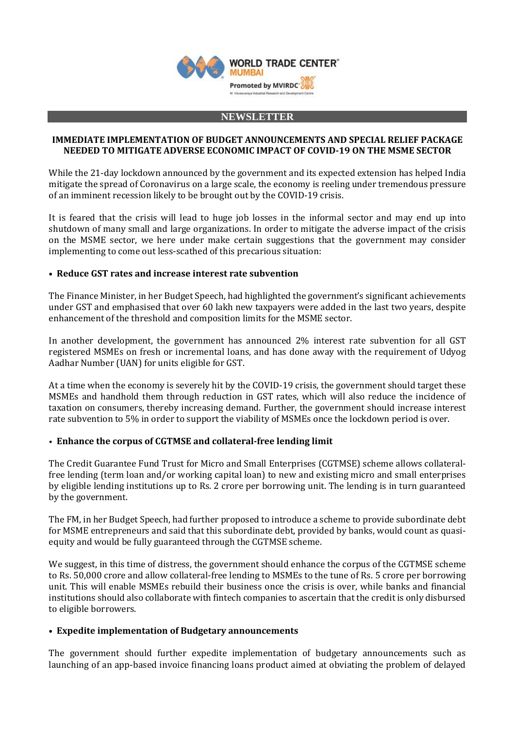WORLD TRADE CENTER® MUMBAI
Promoted by MVIRDC®

## NEWSLETTER

### IMMEDIATE IMPLEMENTATION OF BUDGET ANNOUNCEMENTS AND SPECIAL RELIEF PACKAGE NEEDED TO MITIGATE ADVERSE ECONOMIC IMPACT OF COVID-19 ON THE MSME SECTOR

While the 21-day lockdown announced by the government and its expected extension has helped India mitigate the spread of Coronavirus on a large scale, the economy is reeling under tremendous pressure of an imminent recession likely to be brought out by the COVID-19 crisis.

It is feared that the crisis will lead to huge job losses in the informal sector and may end up into shutdown of many small and large organizations. In order to mitigate the adverse impact of the crisis on the MSME sector, we here under make certain suggestions that the government may consider implementing to come out less-scathed of this precarious situation:

- **Reduce GST rates and increase interest rate subvention**

The Finance Minister, in her Budget Speech, had highlighted the government's significant achievements under GST and emphasised that over 60 lakh new taxpayers were added in the last two years, despite enhancement of the threshold and composition limits for the MSME sector.

In another development, the government has announced 2% interest rate subvention for all GST registered MSMEs on fresh or incremental loans, and has done away with the requirement of Udyog Aadhar Number (UAN) for units eligible for GST.

At a time when the economy is severely hit by the COVID-19 crisis, the government should target these MSMEs and handhold them through reduction in GST rates, which will also reduce the incidence of taxation on consumers, thereby increasing demand. Further, the government should increase interest rate subvention to 5% in order to support the viability of MSMEs once the lockdown period is over.

- **Enhance the corpus of CGTMSE and collateral-free lending limit**

The Credit Guarantee Fund Trust for Micro and Small Enterprises (CGTMSE) scheme allows collateral-free lending (term loan and/or working capital loan) to new and existing micro and small enterprises by eligible lending institutions up to Rs. 2 crore per borrowing unit. The lending is in turn guaranteed by the government.

The FM, in her Budget Speech, had further proposed to introduce a scheme to provide subordinate debt for MSME entrepreneurs and said that this subordinate debt, provided by banks, would count as quasi-equity and would be fully guaranteed through the CGTMSE scheme.

We suggest, in this time of distress, the government should enhance the corpus of the CGTMSE scheme to Rs. 50,000 crore and allow collateral-free lending to MSMEs to the tune of Rs. 5 crore per borrowing unit. This will enable MSMEs rebuild their business once the crisis is over, while banks and financial institutions should also collaborate with fintech companies to ascertain that the credit is only disbursed to eligible borrowers.

- **Expedite implementation of Budgetary announcements**

The government should further expedite implementation of budgetary announcements such as launching of an app-based invoice financing loans product aimed at obviating the problem of delayed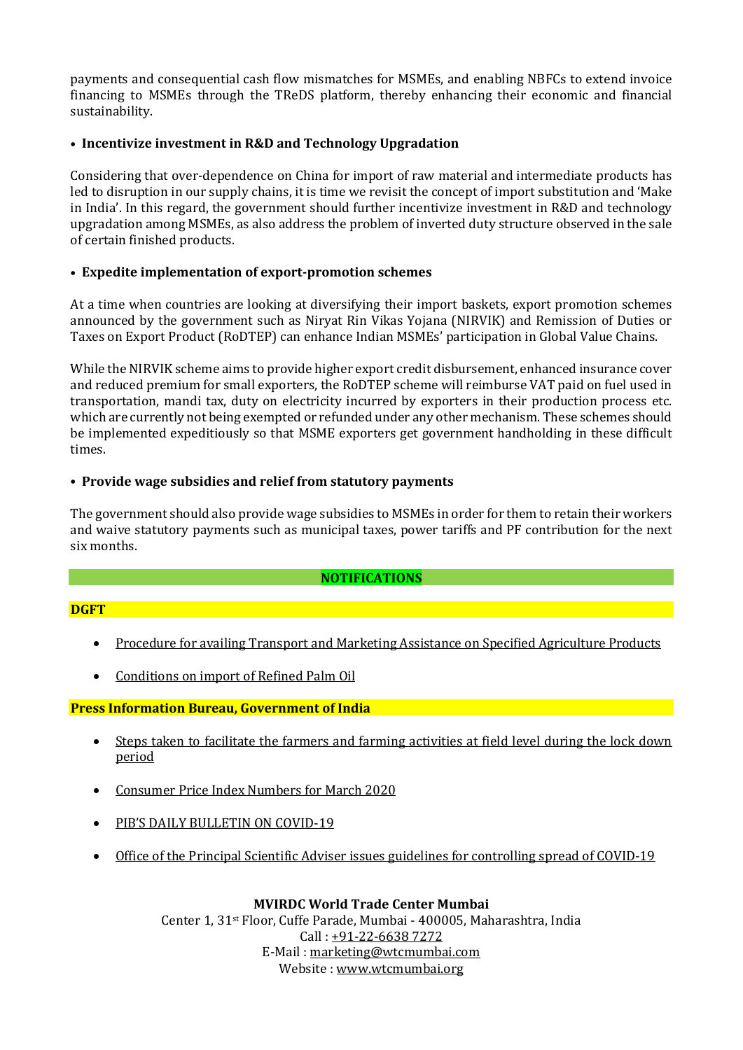payments and consequential cash flow mismatches for MSMEs, and enabling NBFCs to extend invoice financing to MSMEs through the TReDS platform, thereby enhancing their economic and financial sustainability.

- **Incentivize investment in R&D and Technology Upgradation**

Considering that over-dependence on China for import of raw material and intermediate products has led to disruption in our supply chains, it is time we revisit the concept of import substitution and 'Make in India'. In this regard, the government should further incentivize investment in R&D and technology upgradation among MSMEs, as also address the problem of inverted duty structure observed in the sale of certain finished products.

- **Expedite implementation of export-promotion schemes**

At a time when countries are looking at diversifying their import baskets, export promotion schemes announced by the government such as Niryat Rin Vikas Yojana (NIRVIK) and Remission of Duties or Taxes on Export Product (RoDTEP) can enhance Indian MSMEs' participation in Global Value Chains.

While the NIRVIK scheme aims to provide higher export credit disbursement, enhanced insurance cover and reduced premium for small exporters, the RoDTEP scheme will reimburse VAT paid on fuel used in transportation, mandi tax, duty on electricity incurred by exporters in their production process etc. which are currently not being exempted or refunded under any other mechanism. These schemes should be implemented expeditiously so that MSME exporters get government handholding in these difficult times.

- **Provide wage subsidies and relief from statutory payments**

The government should also provide wage subsidies to MSMEs in order for them to retain their workers and waive statutory payments such as municipal taxes, power tariffs and PF contribution for the next six months.

## NOTIFICATIONS

### DGFT

- Procedure for availing Transport and Marketing Assistance on Specified Agriculture Products
- Conditions on import of Refined Palm Oil

### Press Information Bureau, Government of India

- Steps taken to facilitate the farmers and farming activities at field level during the lock down period
- Consumer Price Index Numbers for March 2020
- PIB'S DAILY BULLETIN ON COVID-19
- Office of the Principal Scientific Adviser issues guidelines for controlling spread of COVID-19

**MVIRDC World Trade Center Mumbai**
Center 1, 31st Floor, Cuffe Parade, Mumbai - 400005, Maharashtra, India
Call : +91-22-6638 7272
E-Mail : marketing@wtcmumbai.com
Website : www.wtcmumbai.org